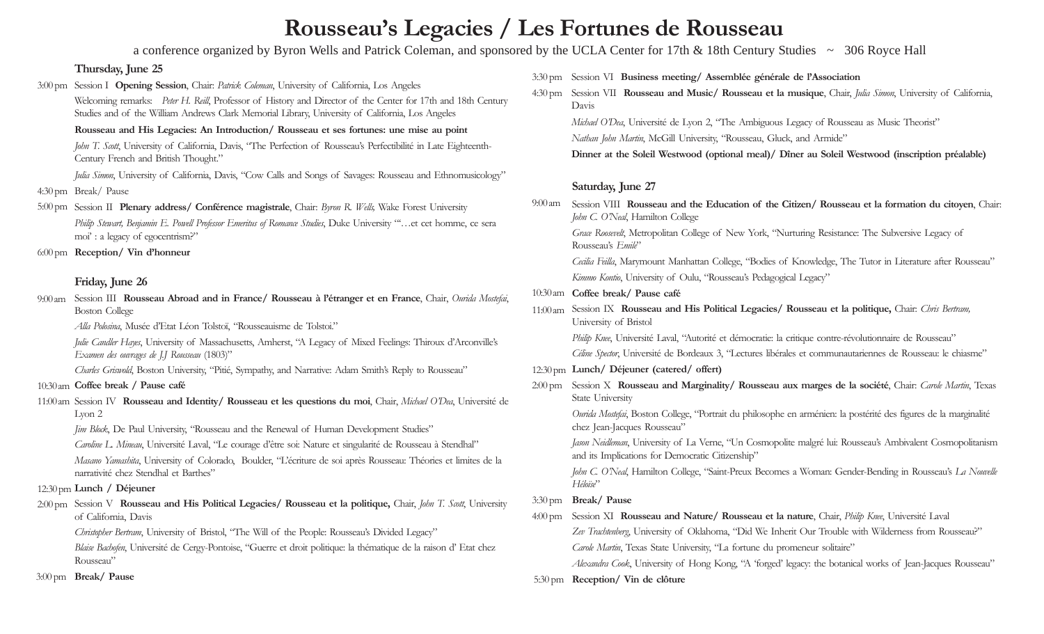# Rousseau's Legacies / Les Fortunes de Rousseau

a conference organized by Byron Wells and Patrick Coleman, and sponsored by the UCLA Center for 17th & 18th Century Studies ~ 306 Royce Hall

## Thursday, June 25

3:00 pm Session I **Opening Session**, Chair: *Patrick Coleman*, University of California, Los Angeles

Welcoming remarks: *Peter H. Reill*, Professor of History and Director of the Center for 17th and 18th Century Studies and of the William Andrews Clark Memorial Library, University of California, Los Angeles

**Rousseau and His Legacies: An Introduction/ Rousseau et ses fortunes: une mise au point**

*John T. Scott*, University of California, Davis, "The Perfection of Rousseau's Perfectibilité in Late Eighteenth-Century French and British Thought."

*Julia Simon*, University of California, Davis, "Cow Calls and Songs of Savages: Rousseau and Ethnomusicology"

4:30 pm Break/ Pause

5:00 pm Session II **Plenary address/ Conférence magistrale**, Chair: *Byron R. Wells*, Wake Forest University

*Philip Stewart, Benjamin E. Powell Professor Emeritus of Romance Studies*, Duke University "'…et cet homme, ce sera moi' : a legacy of egocentrism?"

6:00 pm **Reception/ Vin d'honneur**

## Friday, June 26

9:00 am Session III **Rousseau Abroad and in France/ Rousseau à l'étranger et en France**, Chair, *Ourida Mostefai*, Boston College

*Alla Polosina*, Musée d'Etat Léon Tolstoï, "Rousseauisme de Tolstoï."

*Julie Candler Hayes*, University of Massachusetts, Amherst, "A Legacy of Mixed Feelings: Thiroux d'Arconville's *Examen des ouvrages de J.J Rousseau* (1803)"

*Charles Griswold*, Boston University, "Pitié, Sympathy, and Narrative: Adam Smith's Reply to Rousseau"

10:30 am **Coffee break / Pause café**

11:00 am Session IV **Rousseau and Identity/ Rousseau et les questions du moi**, Chair, *Michael O'Dea*, Université de Lyon 2

*Jim Block*, De Paul University, "Rousseau and the Renewal of Human Development Studies"

*Caroline L. Mineau*, Université Laval, "Le courage d'être soi: Nature et singularité de Rousseau à Stendhal"

*Masano Yamashita*, University of Colorado, Boulder, "L'écriture de soi après Rousseau: Théories et limites de la narrativité chez Stendhal et Barthes"

12:30 pm **Lunch / Déjeuner**

2:00 pm Session V **Rousseau and His Political Legacies/ Rousseau et la politique,** Chair, *John T. Scott*, University of California, Davis

*Christopher Bertram*, University of Bristol, "The Will of the People: Rousseau's Divided Legacy"

*Blaise Bachofen*, Université de Cergy-Pontoise, "Guerre et droit politique: la thématique de la raison d' Etat chez Rousseau"

3:00 pm **Break/ Pause**

3:30 pm Session VI **Business meeting/ Assemblée générale de l'Association**

4:30 pm Session VII **Rousseau and Music/ Rousseau et la musique**, Chair, *Julia Simon*, University of California, Davis

*Michael O'Dea*, Université de Lyon 2, "The Ambiguous Legacy of Rousseau as Music Theorist"

*Nathan John Martin*, McGill University, "Rousseau, Gluck, and Armide"

**Dinner at the Soleil Westwood (optional meal)/ Dîner au Soleil Westwood (inscription préalable)**

## Saturday, June 27

9:00 am Session VIII **Rousseau and the Education of the Citizen/ Rousseau et la formation du citoyen**, Chair: *John C. O'Neal*, Hamilton College

*Grace Roosevelt*, Metropolitan College of New York, "Nurturing Resistance: The Subversive Legacy of Rousseau's *Emile*"

*Cecilia Feilla*, Marymount Manhattan College, "Bodies of Knowledge, The Tutor in Literature after Rousseau"

*Kimmo Kontio*, University of Oulu, "Rousseau's Pedagogical Legacy"

10:30 am **Coffee break/ Pause café**

11:00 am Session IX **Rousseau and His Political Legacies/ Rousseau et la politique,** Chair: *Chris Bertram*, University of Bristol

*Philip Knee*, Université Laval, "Autorité et démocratie: la critique contre-révolutionnaire de Rousseau"

*Céline Spector*, Université de Bordeaux 3, "Lectures libérales et communautariennes de Rousseau: le chiasme"

12:30 pm **Lunch/ Déjeuner (catered/ offert)**

2:00 pm Session X **Rousseau and Marginality/ Rousseau aux marges de la société**, Chair: *Carole Martin*, Texas State University

*Ourida Mostefai*, Boston College, "Portrait du philosophe en arménien: la postérité des figures de la marginalité chez Jean-Jacques Rousseau"

*Jason Neidleman*, University of La Verne, "Un Cosmopolite malgré lui: Rousseau's Ambivalent Cosmopolitanism and its Implications for Democratic Citizenship"

*John C. O'Neal*, Hamilton College, "Saint-Preux Becomes a Woman: Gender-Bending in Rousseau's *La Nouvelle Héloïse*"

3:30 pm **Break/ Pause**

4:00 pm Session XI **Rousseau and Nature/ Rousseau et la nature**, Chair, *Philip Knee*, Université Laval

*Zev Trachtenberg*, University of Oklahoma, "Did We Inherit Our Trouble with Wilderness from Rousseau?"

*Carole Martin*, Texas State University, "La fortune du promeneur solitaire"

*Alexandra Cook*, University of Hong Kong, "A 'forged' legacy: the botanical works of Jean-Jacques Rousseau"

5:30 pm **Reception/ Vin de clôture**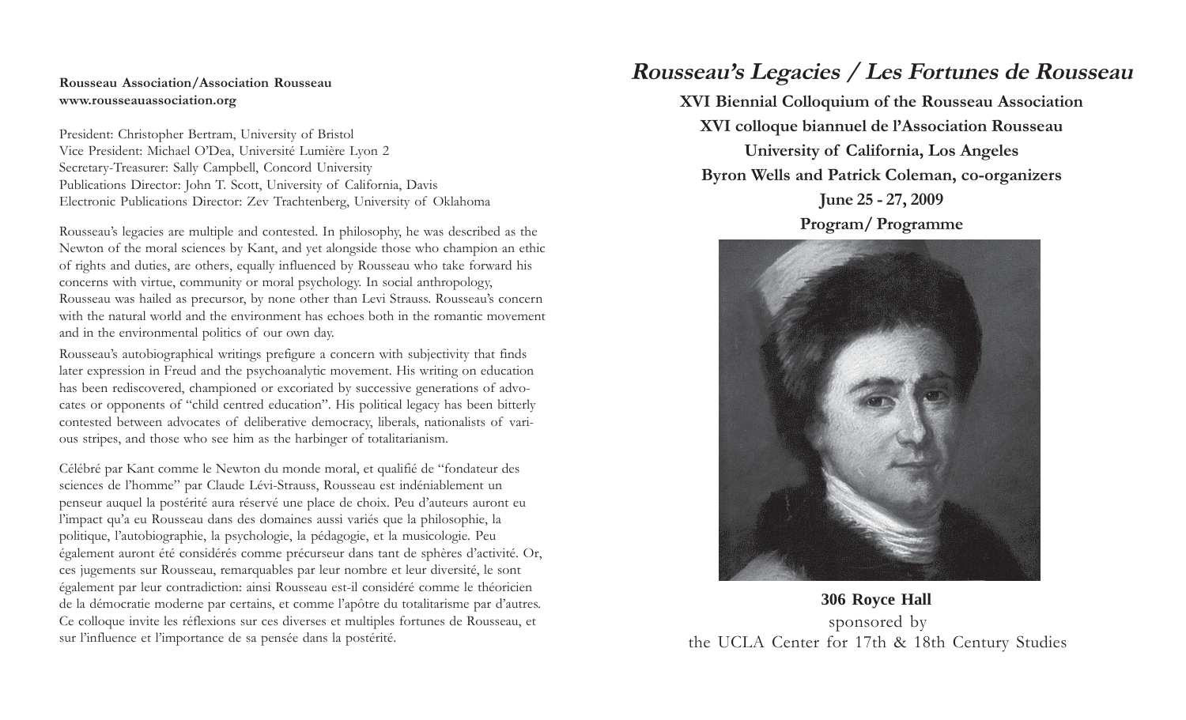**Rousseau Association/Association Rousseau**
**www.rousseauassociation.org**

President: Christopher Bertram, University of Bristol
Vice President: Michael O'Dea, Université Lumière Lyon 2
Secretary-Treasurer: Sally Campbell, Concord University
Publications Director: John T. Scott, University of California, Davis
Electronic Publications Director: Zev Trachtenberg, University of Oklahoma

Rousseau's legacies are multiple and contested. In philosophy, he was described as the Newton of the moral sciences by Kant, and yet alongside those who champion an ethic of rights and duties, are others, equally influenced by Rousseau who take forward his concerns with virtue, community or moral psychology. In social anthropology, Rousseau was hailed as precursor, by none other than Levi Strauss. Rousseau's concern with the natural world and the environment has echoes both in the romantic movement and in the environmental politics of our own day.

Rousseau's autobiographical writings prefigure a concern with subjectivity that finds later expression in Freud and the psychoanalytic movement. His writing on education has been rediscovered, championed or excoriated by successive generations of advocates or opponents of "child centred education". His political legacy has been bitterly contested between advocates of deliberative democracy, liberals, nationalists of various stripes, and those who see him as the harbinger of totalitarianism.

Célébré par Kant comme le Newton du monde moral, et qualifié de "fondateur des sciences de l'homme" par Claude Lévi-Strauss, Rousseau est indéniablement un penseur auquel la postérité aura réservé une place de choix. Peu d'auteurs auront eu l'impact qu'a eu Rousseau dans des domaines aussi variés que la philosophie, la politique, l'autobiographie, la psychologie, la pédagogie, et la musicologie. Peu également auront été considérés comme précurseur dans tant de sphères d'activité. Or, ces jugements sur Rousseau, remarquables par leur nombre et leur diversité, le sont également par leur contradiction: ainsi Rousseau est-il considéré comme le théoricien de la démocratie moderne par certains, et comme l'apôtre du totalitarisme par d'autres. Ce colloque invite les réflexions sur ces diverses et multiples fortunes de Rousseau, et sur l'influence et l'importance de sa pensée dans la postérité.

# *Rousseau's Legacies / Les Fortunes de Rousseau*

**XVI Biennial Colloquium of the Rousseau Association**

**XVI colloque biannuel de l'Association Rousseau**

**University of California, Los Angeles**

**Byron Wells and Patrick Coleman, co-organizers**

**June 25 - 27, 2009**

**Program/ Programme**

**306 Royce Hall**

sponsored by
the UCLA Center for 17th & 18th Century Studies